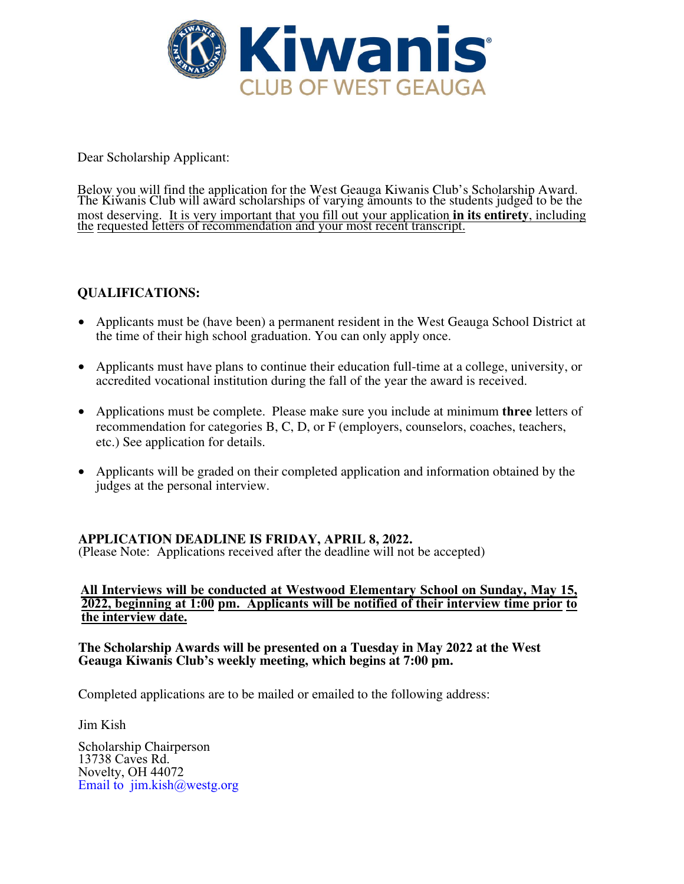# Kiwanis

## CLUB OF WEST GEAUGA

Dear Scholarship Applicant:

Below you will find the application for the West Geauga Kiwanis Club's Scholarship Award. The Kiwanis Club will award scholarships of varying amounts to the students judged to be the most deserving. It is very important that you fill out your application **in its entirety**, including the requested letters of recommendation and your most recent transcript.

**QUALIFICATIONS:**

- Applicants must be (have been) a permanent resident in the West Geauga School District at the time of their high school graduation. You can only apply once.
- Applicants must have plans to continue their education full-time at a college, university, or accredited vocational institution during the fall of the year the award is received.
- Applications must be complete. Please make sure you include at minimum **three** letters of recommendation for categories B, C, D, or F (employers, counselors, coaches, teachers, etc.) See application for details.
- Applicants will be graded on their completed application and information obtained by the judges at the personal interview.

**APPLICATION DEADLINE IS FRIDAY, APRIL 8, 2022.**
(Please Note: Applications received after the deadline will not be accepted)

**All Interviews will be conducted at Westwood Elementary School on Sunday, May 15, 2022, beginning at 1:00 pm. Applicants will be notified of their interview time prior to the interview date.**

**The Scholarship Awards will be presented on a Tuesday in May 2022 at the West Geauga Kiwanis Club's weekly meeting, which begins at 7:00 pm.**

Completed applications are to be mailed or emailed to the following address:

Jim Kish

Scholarship Chairperson
13738 Caves Rd.
Novelty, OH 44072
Email to jim.kish@westg.org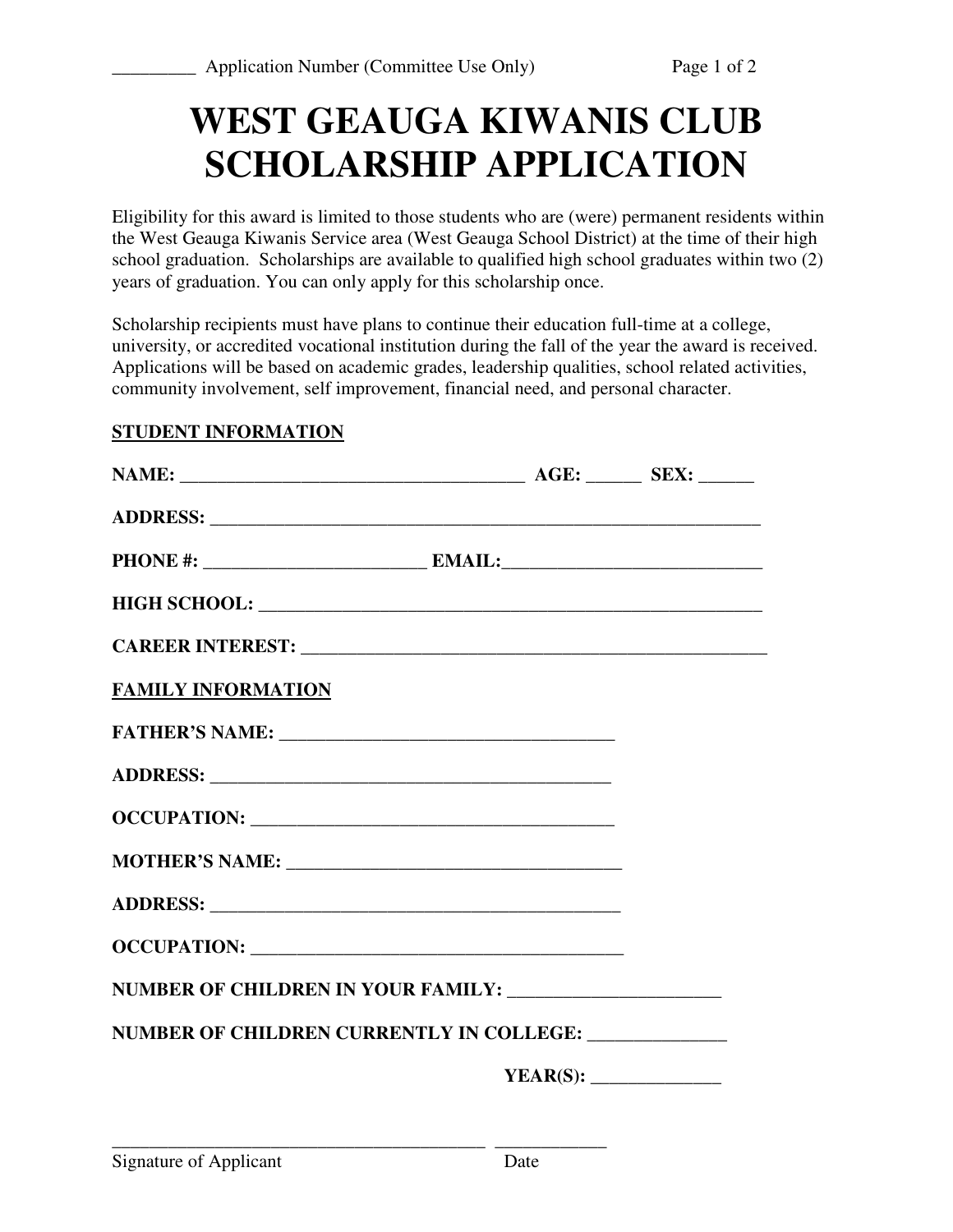_________ Application Number (Committee Use Only)

# WEST GEAUGA KIWANIS CLUB SCHOLARSHIP APPLICATION

Eligibility for this award is limited to those students who are (were) permanent residents within the West Geauga Kiwanis Service area (West Geauga School District) at the time of their high school graduation. Scholarships are available to qualified high school graduates within two (2) years of graduation. You can only apply for this scholarship once.

Scholarship recipients must have plans to continue their education full-time at a college, university, or accredited vocational institution during the fall of the year the award is received. Applications will be based on academic grades, leadership qualities, school related activities, community involvement, self improvement, financial need, and personal character.

**STUDENT INFORMATION**

**NAME:** _____________________________________ **AGE:** ______ **SEX:** ______

**ADDRESS:** ___________________________________________________________

**PHONE #:** ________________________ **EMAIL:**___________________________

**HIGH SCHOOL:** ______________________________________________________

**CAREER INTEREST:** __________________________________________________

**FAMILY INFORMATION**

**FATHER'S NAME:** ____________________________________

**ADDRESS:** ___________________________________________

**OCCUPATION:** _______________________________________

**MOTHER'S NAME:** ____________________________________

**ADDRESS:** ____________________________________________

**OCCUPATION:** ________________________________________

**NUMBER OF CHILDREN IN YOUR FAMILY:** ______________________

**NUMBER OF CHILDREN CURRENTLY IN COLLEGE:** ______________

**YEAR(S):** ______________

________________________________________ ____________
Signature of Applicant Date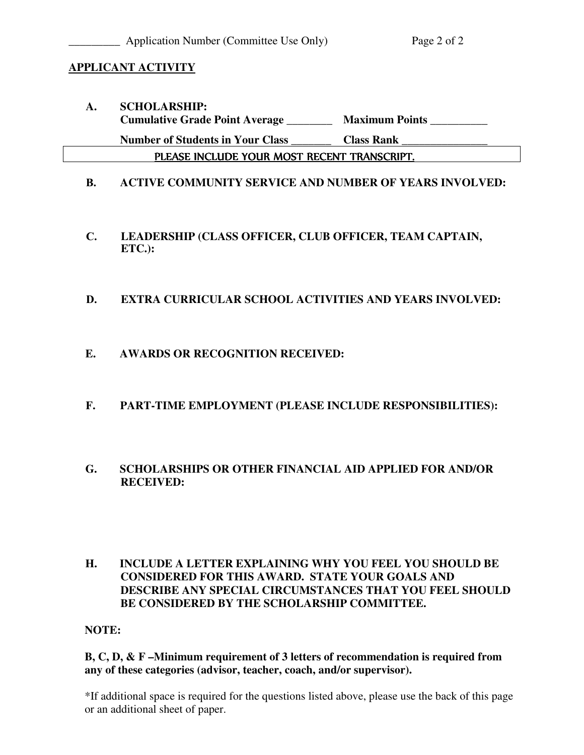_________ Application Number (Committee Use Only)

## APPLICANT ACTIVITY

**A. SCHOLARSHIP:**

**Cumulative Grade Point Average ________ Maximum Points __________**

**Number of Students in Your Class _______ Class Rank _______________**

PLEASE INCLUDE YOUR MOST RECENT TRANSCRIPT.

**B. ACTIVE COMMUNITY SERVICE AND NUMBER OF YEARS INVOLVED:**

**C. LEADERSHIP (CLASS OFFICER, CLUB OFFICER, TEAM CAPTAIN, ETC.):**

**D. EXTRA CURRICULAR SCHOOL ACTIVITIES AND YEARS INVOLVED:**

**E. AWARDS OR RECOGNITION RECEIVED:**

**F. PART-TIME EMPLOYMENT (PLEASE INCLUDE RESPONSIBILITIES):**

**G. SCHOLARSHIPS OR OTHER FINANCIAL AID APPLIED FOR AND/OR RECEIVED:**

**H. INCLUDE A LETTER EXPLAINING WHY YOU FEEL YOU SHOULD BE CONSIDERED FOR THIS AWARD. STATE YOUR GOALS AND DESCRIBE ANY SPECIAL CIRCUMSTANCES THAT YOU FEEL SHOULD BE CONSIDERED BY THE SCHOLARSHIP COMMITTEE.**

**NOTE:**

**B, C, D, & F –Minimum requirement of 3 letters of recommendation is required from any of these categories (advisor, teacher, coach, and/or supervisor).**

*If additional space is required for the questions listed above, please use the back of this page or an additional sheet of paper.